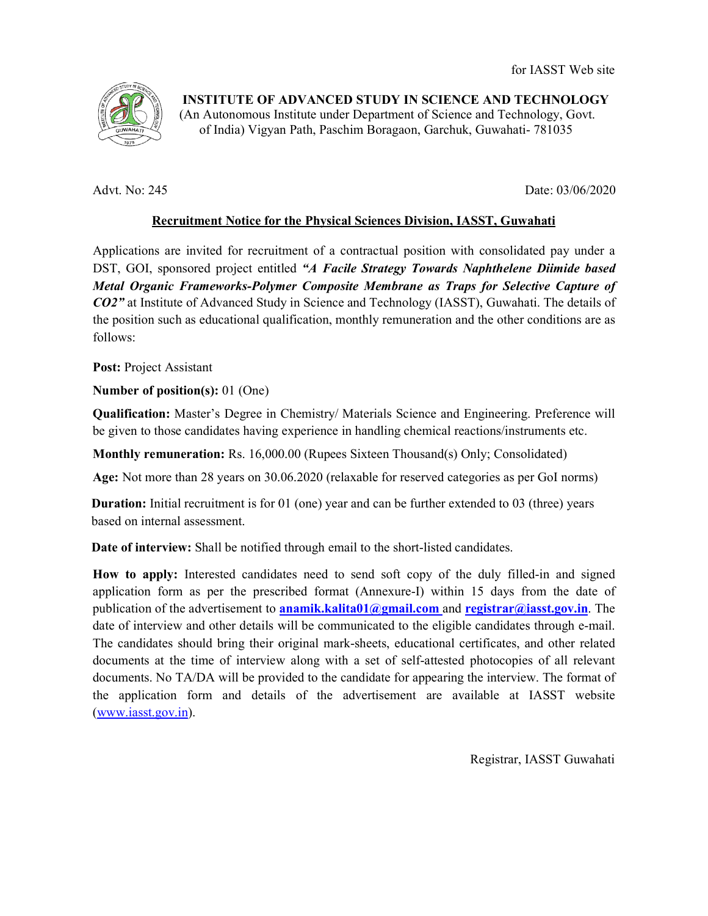for IASST Web site

**INSTITUTE OF ADVANCED STUDY IN SCIENCE AND TECHNOLOGY**
(An Autonomous Institute under Department of Science and Technology, Govt. of India) Vigyan Path, Paschim Boragaon, Garchuk, Guwahati- 781035

Advt. No: 245

Date: 03/06/2020

## Recruitment Notice for the Physical Sciences Division, IASST, Guwahati

Applications are invited for recruitment of a contractual position with consolidated pay under a DST, GOI, sponsored project entitled ***"A Facile Strategy Towards Naphthelene Diimide based Metal Organic Frameworks-Polymer Composite Membrane as Traps for Selective Capture of CO2"*** at Institute of Advanced Study in Science and Technology (IASST), Guwahati. The details of the position such as educational qualification, monthly remuneration and the other conditions are as follows:

**Post:** Project Assistant

**Number of position(s):** 01 (One)

**Qualification:** Master's Degree in Chemistry/ Materials Science and Engineering. Preference will be given to those candidates having experience in handling chemical reactions/instruments etc.

**Monthly remuneration:** Rs. 16,000.00 (Rupees Sixteen Thousand(s) Only; Consolidated)

**Age:** Not more than 28 years on 30.06.2020 (relaxable for reserved categories as per GoI norms)

**Duration:** Initial recruitment is for 01 (one) year and can be further extended to 03 (three) years based on internal assessment.

**Date of interview:** Shall be notified through email to the short-listed candidates.

**How to apply:** Interested candidates need to send soft copy of the duly filled-in and signed application form as per the prescribed format (Annexure-I) within 15 days from the date of publication of the advertisement to **anamik.kalita01@gmail.com** and **registrar@iasst.gov.in**. The date of interview and other details will be communicated to the eligible candidates through e-mail. The candidates should bring their original mark-sheets, educational certificates, and other related documents at the time of interview along with a set of self-attested photocopies of all relevant documents. No TA/DA will be provided to the candidate for appearing the interview. The format of the application form and details of the advertisement are available at IASST website (www.iasst.gov.in).

Registrar, IASST Guwahati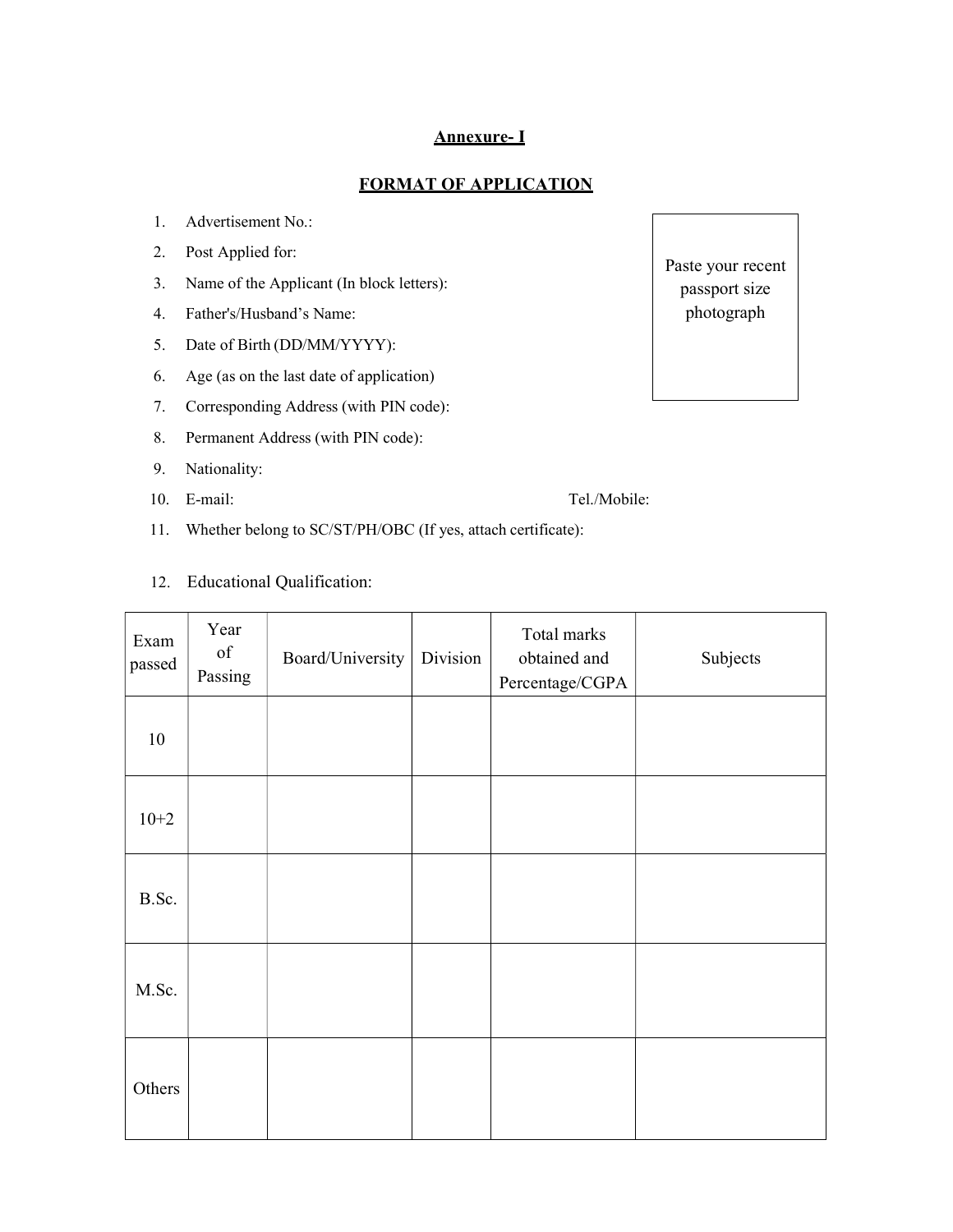## Annexure- I

## FORMAT OF APPLICATION

Paste your recent passport size photograph

1. Advertisement No.:
2. Post Applied for:
3. Name of the Applicant (In block letters):
4. Father's/Husband's Name:
5. Date of Birth (DD/MM/YYYY):
6. Age (as on the last date of application)
7. Corresponding Address (with PIN code):
8. Permanent Address (with PIN code):
9. Nationality:
10. E-mail: Tel./Mobile:
11. Whether belong to SC/ST/PH/OBC (If yes, attach certificate):
12. Educational Qualification:

| Exam passed | Year of Passing | Board/University | Division | Total marks obtained and Percentage/CGPA | Subjects |
|---|---|---|---|---|---|
| 10 | | | | | |
| 10+2 | | | | | |
| B.Sc. | | | | | |
| M.Sc. | | | | | |
| Others | | | | | |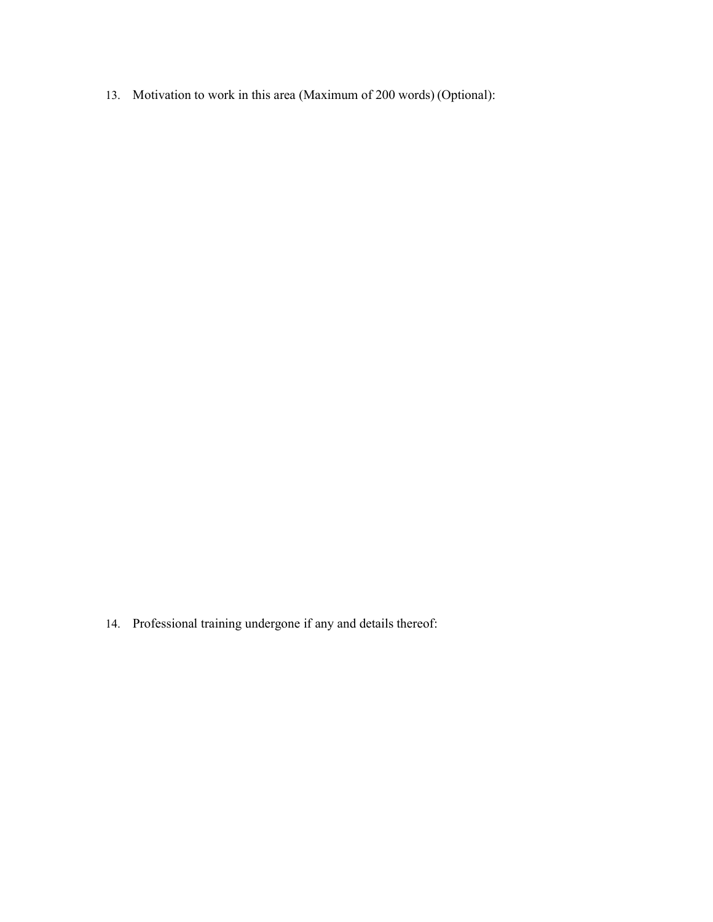13. Motivation to work in this area (Maximum of 200 words) (Optional):

14. Professional training undergone if any and details thereof: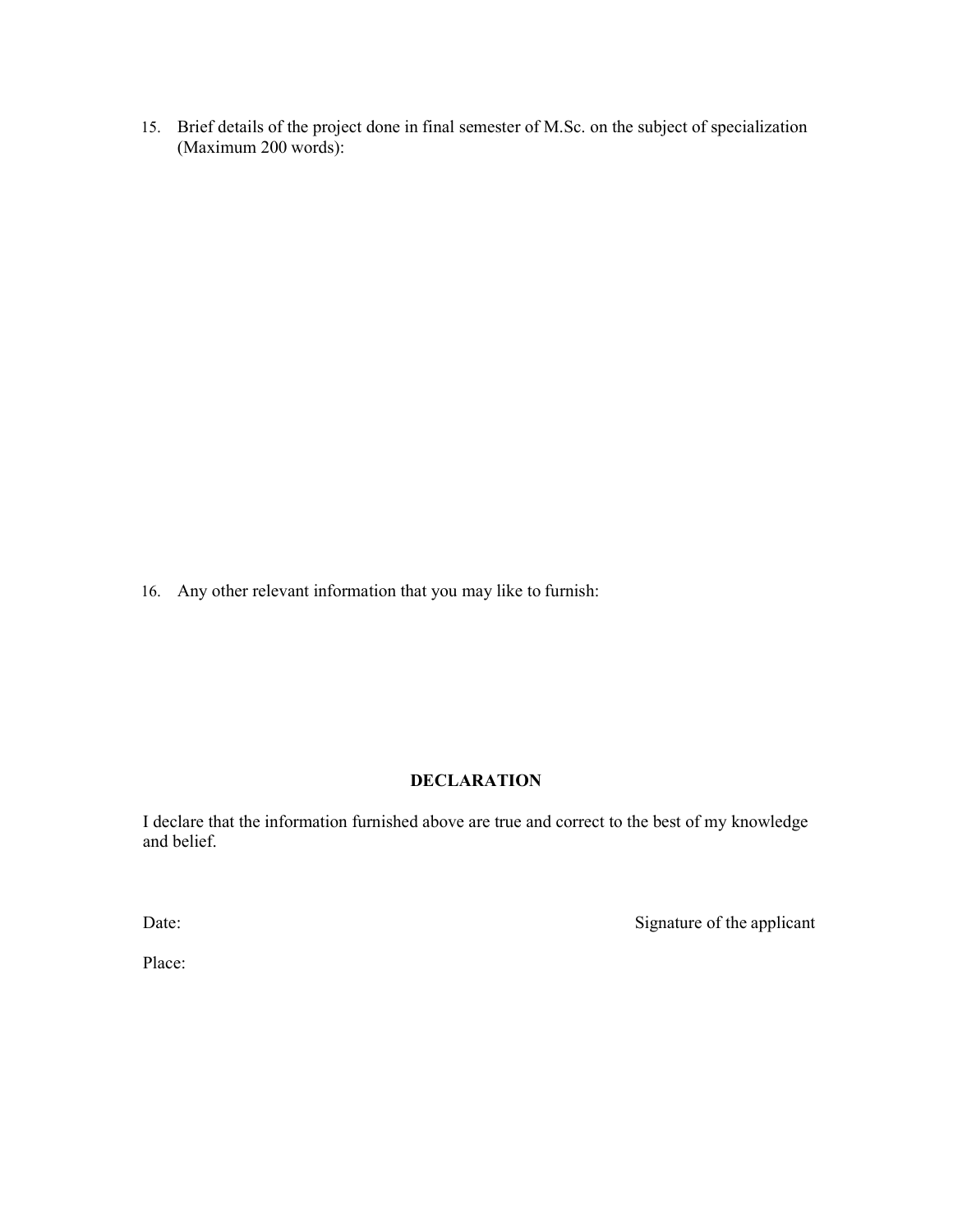15. Brief details of the project done in final semester of M.Sc. on the subject of specialization (Maximum 200 words):

16. Any other relevant information that you may like to furnish:

## DECLARATION

I declare that the information furnished above are true and correct to the best of my knowledge and belief.

Date: Signature of the applicant

Place: